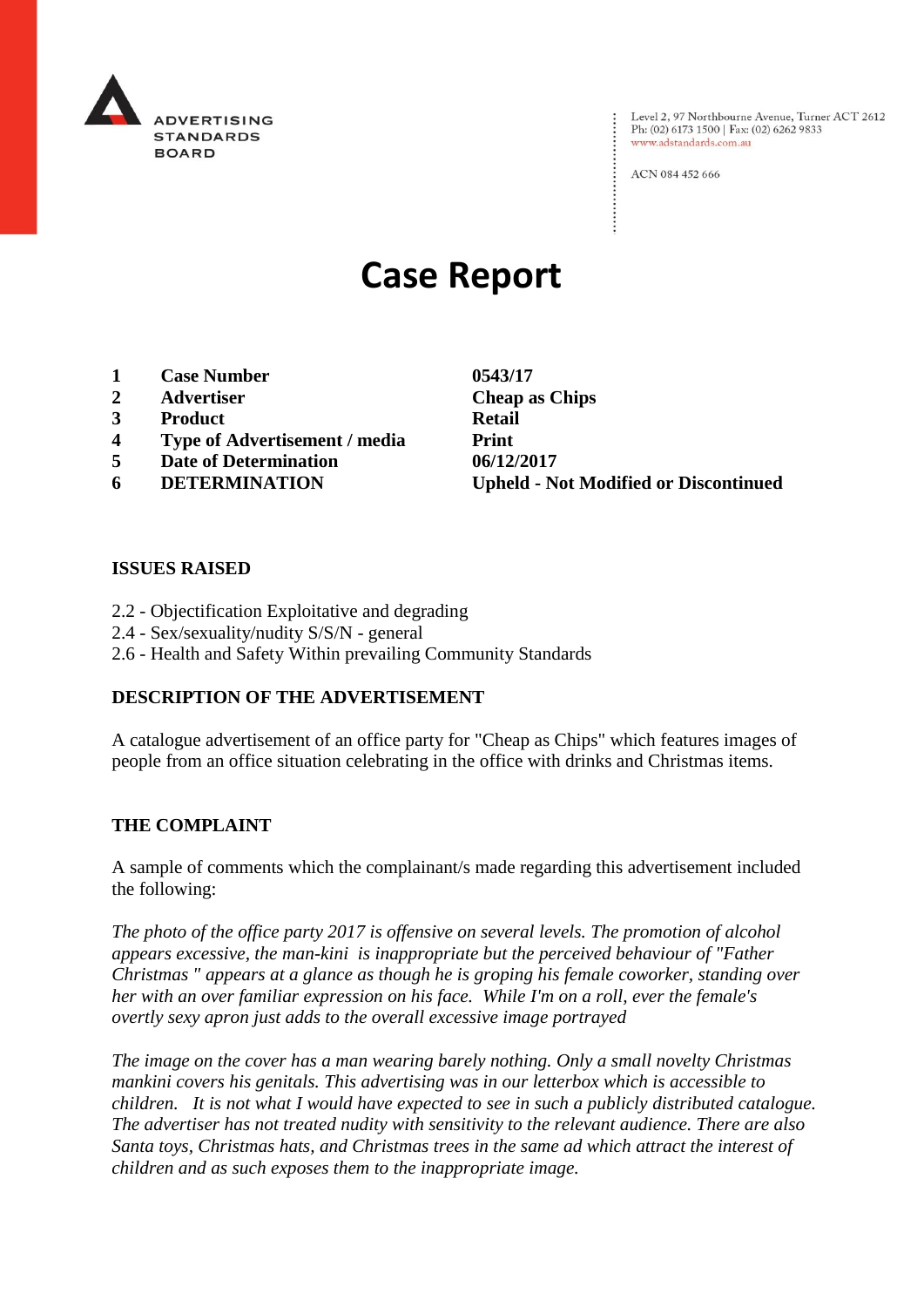ADVERTISING STANDARDS BOARD

Level 2, 97 Northbourne Avenue, Turner ACT 2612
Ph: (02) 6173 1500 | Fax: (02) 6262 9833
www.adstandards.com.au

ACN 084 452 666

# Case Report

| | | |
|---|---|---|
| **1** | **Case Number** | **0543/17** |
| **2** | **Advertiser** | **Cheap as Chips** |
| **3** | **Product** | **Retail** |
| **4** | **Type of Advertisement / media** | **Print** |
| **5** | **Date of Determination** | **06/12/2017** |
| **6** | **DETERMINATION** | **Upheld - Not Modified or Discontinued** |

## ISSUES RAISED

2.2 - Objectification Exploitative and degrading
2.4 - Sex/sexuality/nudity S/S/N - general
2.6 - Health and Safety Within prevailing Community Standards

## DESCRIPTION OF THE ADVERTISEMENT

A catalogue advertisement of an office party for "Cheap as Chips" which features images of people from an office situation celebrating in the office with drinks and Christmas items.

## THE COMPLAINT

A sample of comments which the complainant/s made regarding this advertisement included the following:

*The photo of the office party 2017 is offensive on several levels. The promotion of alcohol appears excessive, the man-kini is inappropriate but the perceived behaviour of "Father Christmas " appears at a glance as though he is groping his female coworker, standing over her with an over familiar expression on his face. While I'm on a roll, ever the female's overtly sexy apron just adds to the overall excessive image portrayed*

*The image on the cover has a man wearing barely nothing. Only a small novelty Christmas mankini covers his genitals. This advertising was in our letterbox which is accessible to children. It is not what I would have expected to see in such a publicly distributed catalogue. The advertiser has not treated nudity with sensitivity to the relevant audience. There are also Santa toys, Christmas hats, and Christmas trees in the same ad which attract the interest of children and as such exposes them to the inappropriate image.*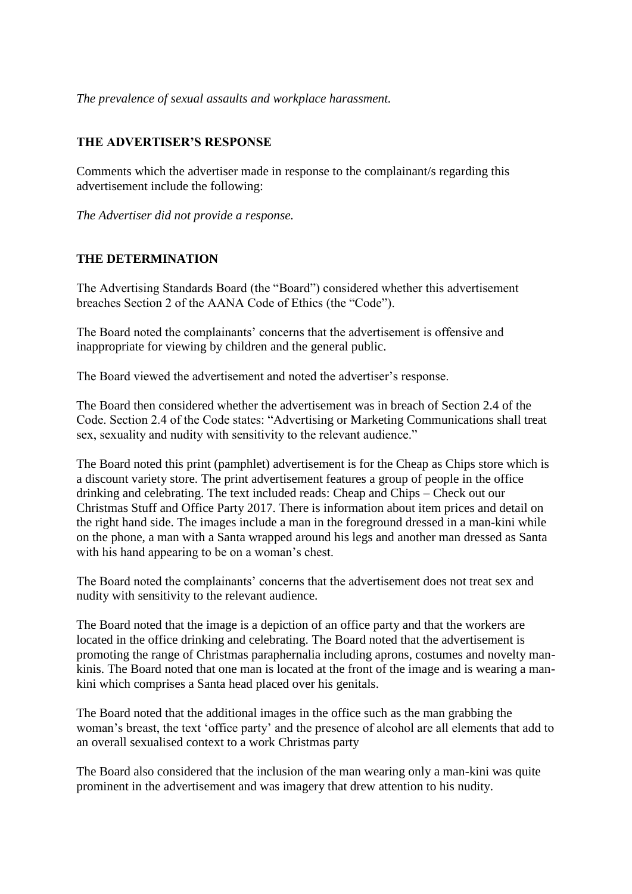*The prevalence of sexual assaults and workplace harassment.*

**THE ADVERTISER'S RESPONSE**

Comments which the advertiser made in response to the complainant/s regarding this advertisement include the following:

*The Advertiser did not provide a response.*

**THE DETERMINATION**

The Advertising Standards Board (the "Board") considered whether this advertisement breaches Section 2 of the AANA Code of Ethics (the "Code").

The Board noted the complainants' concerns that the advertisement is offensive and inappropriate for viewing by children and the general public.

The Board viewed the advertisement and noted the advertiser's response.

The Board then considered whether the advertisement was in breach of Section 2.4 of the Code. Section 2.4 of the Code states: "Advertising or Marketing Communications shall treat sex, sexuality and nudity with sensitivity to the relevant audience."

The Board noted this print (pamphlet) advertisement is for the Cheap as Chips store which is a discount variety store. The print advertisement features a group of people in the office drinking and celebrating. The text included reads: Cheap and Chips – Check out our Christmas Stuff and Office Party 2017. There is information about item prices and detail on the right hand side. The images include a man in the foreground dressed in a man-kini while on the phone, a man with a Santa wrapped around his legs and another man dressed as Santa with his hand appearing to be on a woman's chest.

The Board noted the complainants' concerns that the advertisement does not treat sex and nudity with sensitivity to the relevant audience.

The Board noted that the image is a depiction of an office party and that the workers are located in the office drinking and celebrating. The Board noted that the advertisement is promoting the range of Christmas paraphernalia including aprons, costumes and novelty man-kinis. The Board noted that one man is located at the front of the image and is wearing a man-kini which comprises a Santa head placed over his genitals.

The Board noted that the additional images in the office such as the man grabbing the woman's breast, the text 'office party' and the presence of alcohol are all elements that add to an overall sexualised context to a work Christmas party

The Board also considered that the inclusion of the man wearing only a man-kini was quite prominent in the advertisement and was imagery that drew attention to his nudity.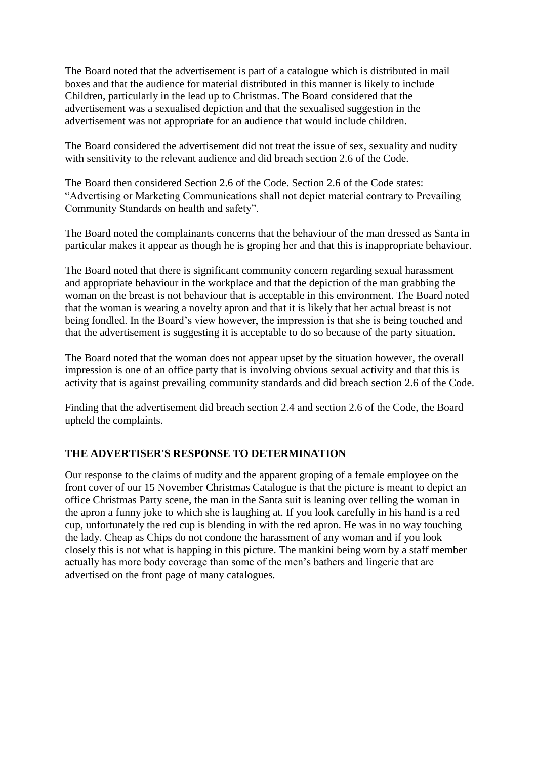The Board noted that the advertisement is part of a catalogue which is distributed in mail boxes and that the audience for material distributed in this manner is likely to include Children, particularly in the lead up to Christmas. The Board considered that the advertisement was a sexualised depiction and that the sexualised suggestion in the advertisement was not appropriate for an audience that would include children.

The Board considered the advertisement did not treat the issue of sex, sexuality and nudity with sensitivity to the relevant audience and did breach section 2.6 of the Code.

The Board then considered Section 2.6 of the Code. Section 2.6 of the Code states: "Advertising or Marketing Communications shall not depict material contrary to Prevailing Community Standards on health and safety".

The Board noted the complainants concerns that the behaviour of the man dressed as Santa in particular makes it appear as though he is groping her and that this is inappropriate behaviour.

The Board noted that there is significant community concern regarding sexual harassment and appropriate behaviour in the workplace and that the depiction of the man grabbing the woman on the breast is not behaviour that is acceptable in this environment. The Board noted that the woman is wearing a novelty apron and that it is likely that her actual breast is not being fondled. In the Board's view however, the impression is that she is being touched and that the advertisement is suggesting it is acceptable to do so because of the party situation.

The Board noted that the woman does not appear upset by the situation however, the overall impression is one of an office party that is involving obvious sexual activity and that this is activity that is against prevailing community standards and did breach section 2.6 of the Code.

Finding that the advertisement did breach section 2.4 and section 2.6 of the Code, the Board upheld the complaints.

## THE ADVERTISER'S RESPONSE TO DETERMINATION

Our response to the claims of nudity and the apparent groping of a female employee on the front cover of our 15 November Christmas Catalogue is that the picture is meant to depict an office Christmas Party scene, the man in the Santa suit is leaning over telling the woman in the apron a funny joke to which she is laughing at. If you look carefully in his hand is a red cup, unfortunately the red cup is blending in with the red apron. He was in no way touching the lady. Cheap as Chips do not condone the harassment of any woman and if you look closely this is not what is happing in this picture. The mankini being worn by a staff member actually has more body coverage than some of the men's bathers and lingerie that are advertised on the front page of many catalogues.